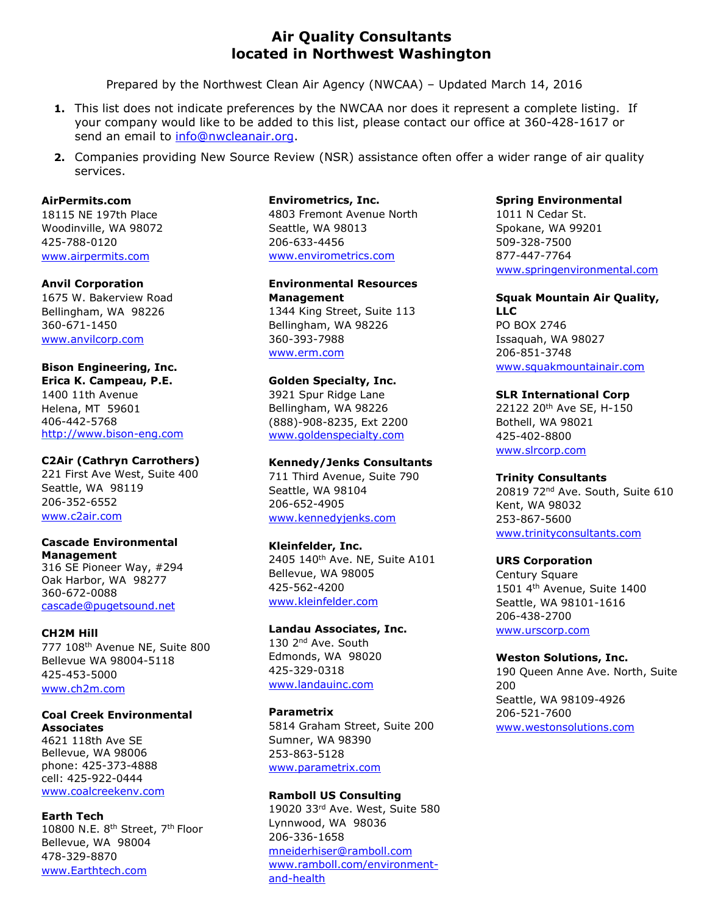# Air Quality Consultants located in Northwest Washington

Prepared by the Northwest Clean Air Agency (NWCAA) – Updated March 14, 2016

1. This list does not indicate preferences by the NWCAA nor does it represent a complete listing. If your company would like to be added to this list, please contact our office at 360-428-1617 or send an email to info@nwcleanair.org.
2. Companies providing New Source Review (NSR) assistance often offer a wider range of air quality services.

**AirPermits.com**
18115 NE 197th Place
Woodinville, WA 98072
425-788-0120
www.airpermits.com

**Anvil Corporation**
1675 W. Bakerview Road
Bellingham, WA 98226
360-671-1450
www.anvilcorp.com

**Bison Engineering, Inc.**
**Erica K. Campeau, P.E.**
1400 11th Avenue
Helena, MT 59601
406-442-5768
http://www.bison-eng.com

**C2Air (Cathryn Carrothers)**
221 First Ave West, Suite 400
Seattle, WA 98119
206-352-6552
www.c2air.com

**Cascade Environmental Management**
316 SE Pioneer Way, #294
Oak Harbor, WA 98277
360-672-0088
cascade@pugetsound.net

**CH2M Hill**
777 108th Avenue NE, Suite 800
Bellevue WA 98004-5118
425-453-5000
www.ch2m.com

**Coal Creek Environmental Associates**
4621 118th Ave SE
Bellevue, WA 98006
phone: 425-373-4888
cell: 425-922-0444
www.coalcreekenv.com

**Earth Tech**
10800 N.E. 8th Street, 7th Floor
Bellevue, WA 98004
478-329-8870
www.Earthtech.com

**Envirometrics, Inc.**
4803 Fremont Avenue North
Seattle, WA 98013
206-633-4456
www.envirometrics.com

**Environmental Resources Management**
1344 King Street, Suite 113
Bellingham, WA 98226
360-393-7988
www.erm.com

**Golden Specialty, Inc.**
3921 Spur Ridge Lane
Bellingham, WA 98226
(888)-908-8235, Ext 2200
www.goldenspecialty.com

**Kennedy/Jenks Consultants**
711 Third Avenue, Suite 790
Seattle, WA 98104
206-652-4905
www.kennedyjenks.com

**Kleinfelder, Inc.**
2405 140th Ave. NE, Suite A101
Bellevue, WA 98005
425-562-4200
www.kleinfelder.com

**Landau Associates, Inc.**
130 2nd Ave. South
Edmonds, WA 98020
425-329-0318
www.landauinc.com

**Parametrix**
5814 Graham Street, Suite 200
Sumner, WA 98390
253-863-5128
www.parametrix.com

**Ramboll US Consulting**
19020 33rd Ave. West, Suite 580
Lynnwood, WA 98036
206-336-1658
mneiderhiser@ramboll.com
www.ramboll.com/environment-and-health

**Spring Environmental**
1011 N Cedar St.
Spokane, WA 99201
509-328-7500
877-447-7764
www.springenvironmental.com

**Squak Mountain Air Quality, LLC**
PO BOX 2746
Issaquah, WA 98027
206-851-3748
www.squakmountainair.com

**SLR International Corp**
22122 20th Ave SE, H-150
Bothell, WA 98021
425-402-8800
www.slrcorp.com

**Trinity Consultants**
20819 72nd Ave. South, Suite 610
Kent, WA 98032
253-867-5600
www.trinityconsultants.com

**URS Corporation**
Century Square
1501 4th Avenue, Suite 1400
Seattle, WA 98101-1616
206-438-2700
www.urscorp.com

**Weston Solutions, Inc.**
190 Queen Anne Ave. North, Suite 200
Seattle, WA 98109-4926
206-521-7600
www.westonsolutions.com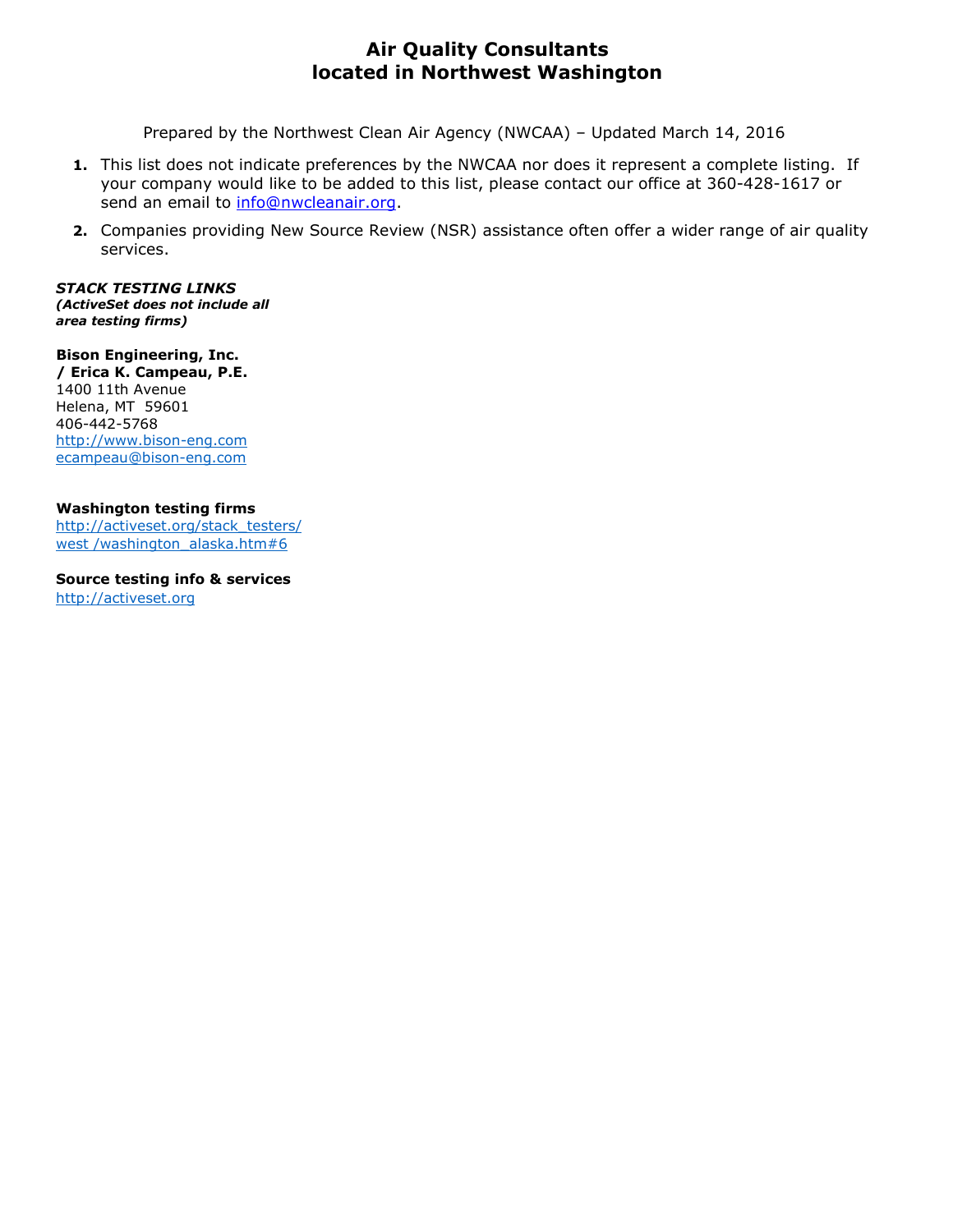# Air Quality Consultants located in Northwest Washington

Prepared by the Northwest Clean Air Agency (NWCAA) – Updated March 14, 2016

1. This list does not indicate preferences by the NWCAA nor does it represent a complete listing. If your company would like to be added to this list, please contact our office at 360-428-1617 or send an email to info@nwcleanair.org.
2. Companies providing New Source Review (NSR) assistance often offer a wider range of air quality services.

***STACK TESTING LINKS***
***(ActiveSet does not include all area testing firms)***

**Bison Engineering, Inc.**
**/ Erica K. Campeau, P.E.**
1400 11th Avenue
Helena, MT 59601
406-442-5768
http://www.bison-eng.com
ecampeau@bison-eng.com

**Washington testing firms**
http://activeset.org/stack_testers/west /washington_alaska.htm#6

**Source testing info & services**
http://activeset.org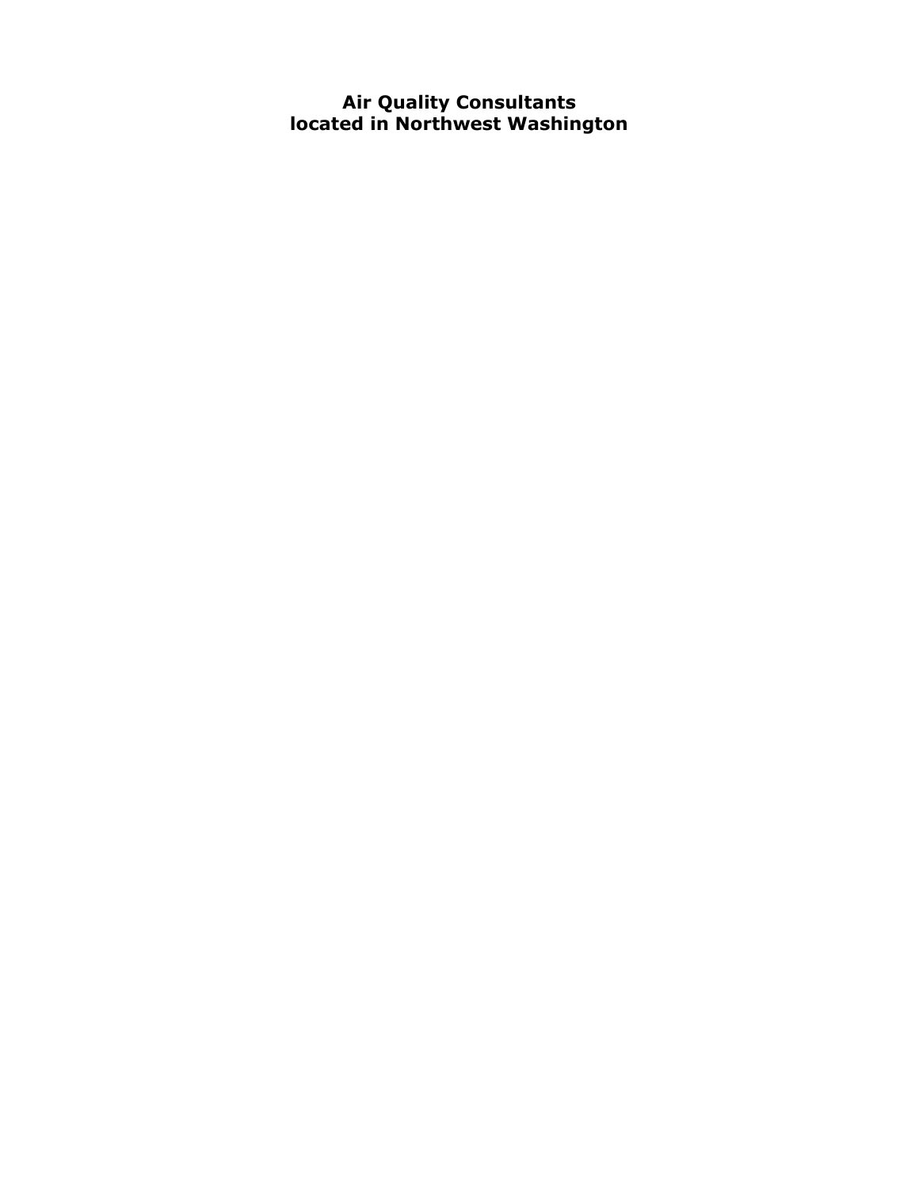**Air Quality Consultants**
**located in Northwest Washington**